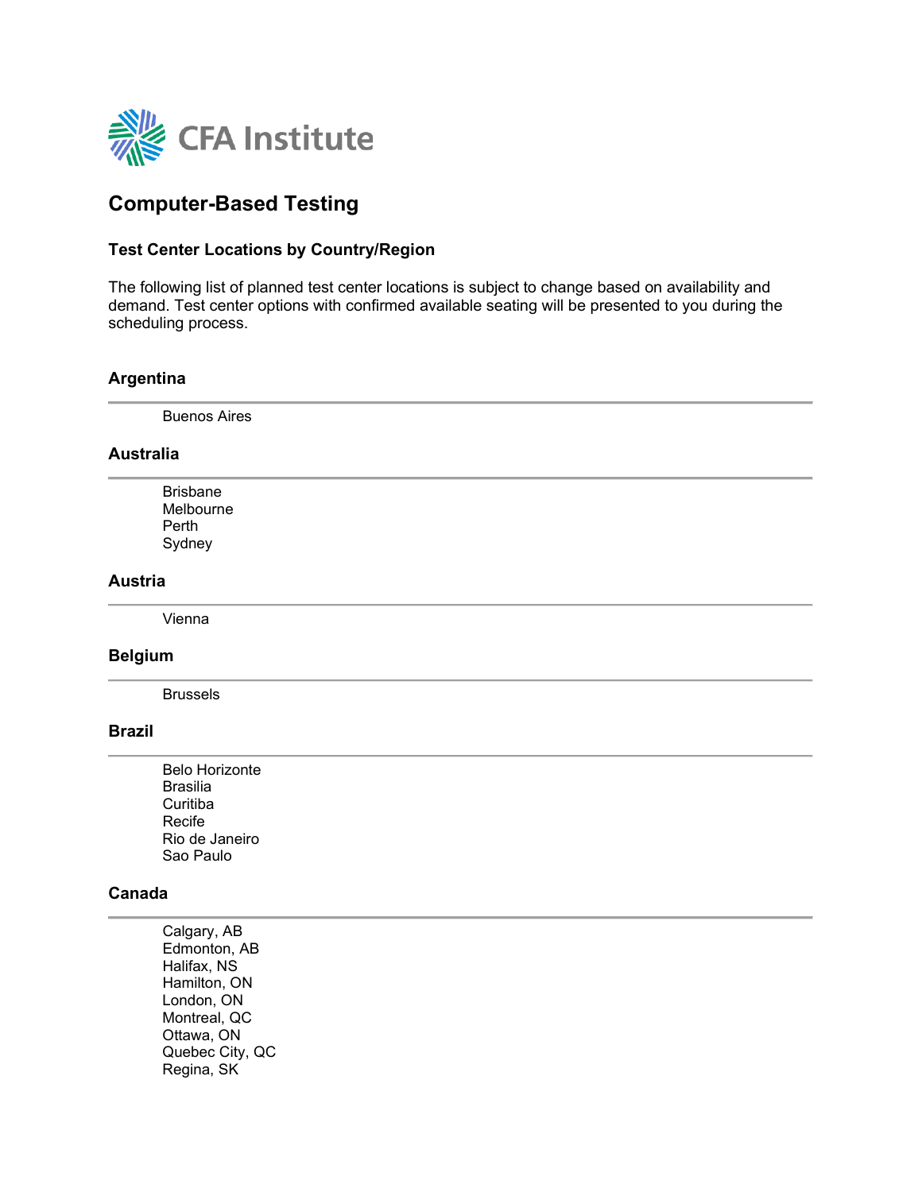CFA Institute

# Computer-Based Testing

### Test Center Locations by Country/Region

The following list of planned test center locations is subject to change based on availability and demand. Test center options with confirmed available seating will be presented to you during the scheduling process.

### Argentina

Buenos Aires

### Australia

Brisbane
Melbourne
Perth
Sydney

### Austria

Vienna

### Belgium

Brussels

### Brazil

Belo Horizonte
Brasilia
Curitiba
Recife
Rio de Janeiro
Sao Paulo

### Canada

Calgary, AB
Edmonton, AB
Halifax, NS
Hamilton, ON
London, ON
Montreal, QC
Ottawa, ON
Quebec City, QC
Regina, SK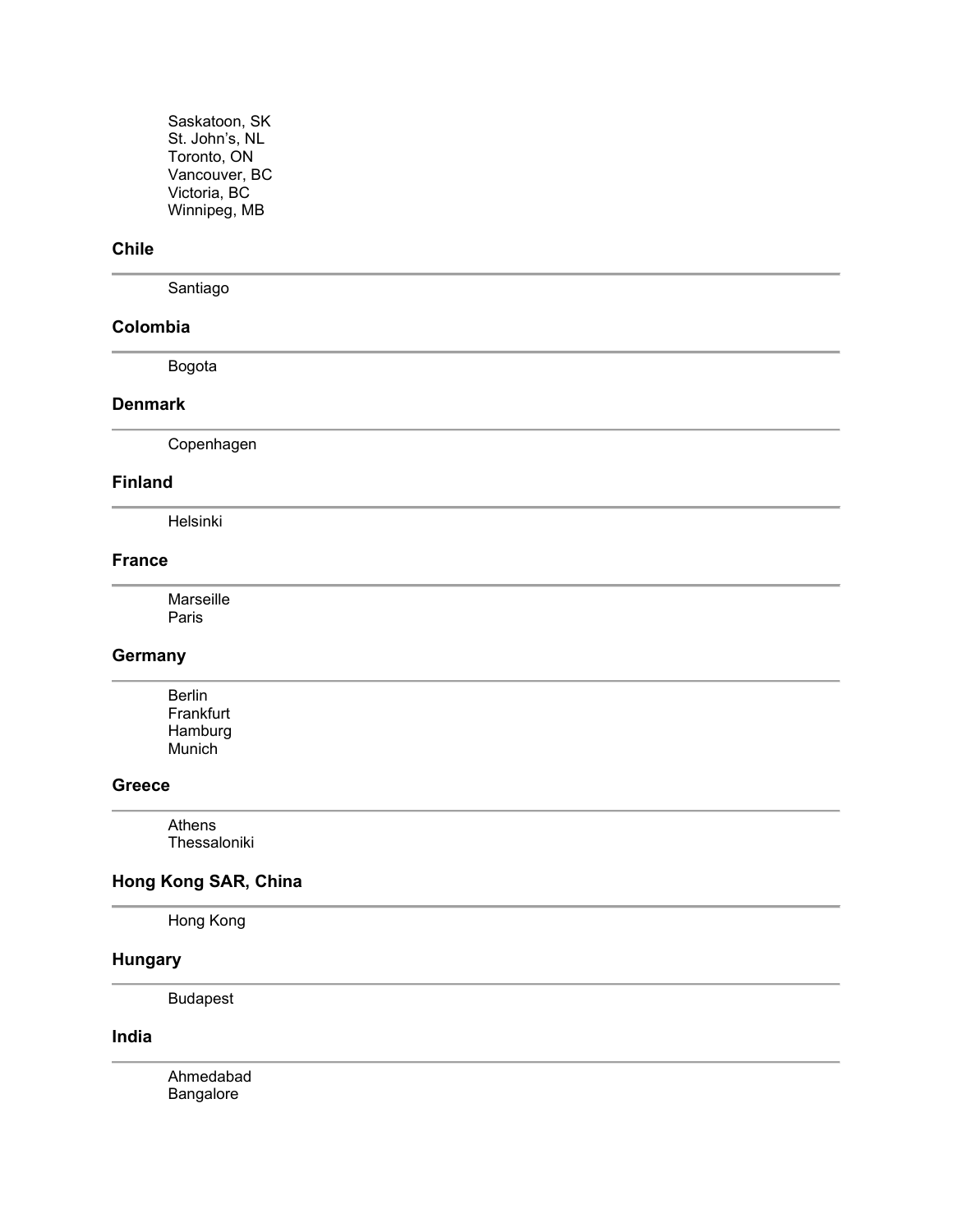Saskatoon, SK
St. John's, NL
Toronto, ON
Vancouver, BC
Victoria, BC
Winnipeg, MB

### Chile

---

Santiago

### Colombia

---

Bogota

### Denmark

---

Copenhagen

### Finland

---

Helsinki

### France

---

Marseille
Paris

### Germany

---

Berlin
Frankfurt
Hamburg
Munich

### Greece

---

Athens
Thessaloniki

### Hong Kong SAR, China

---

Hong Kong

### Hungary

---

Budapest

### India

---

Ahmedabad
Bangalore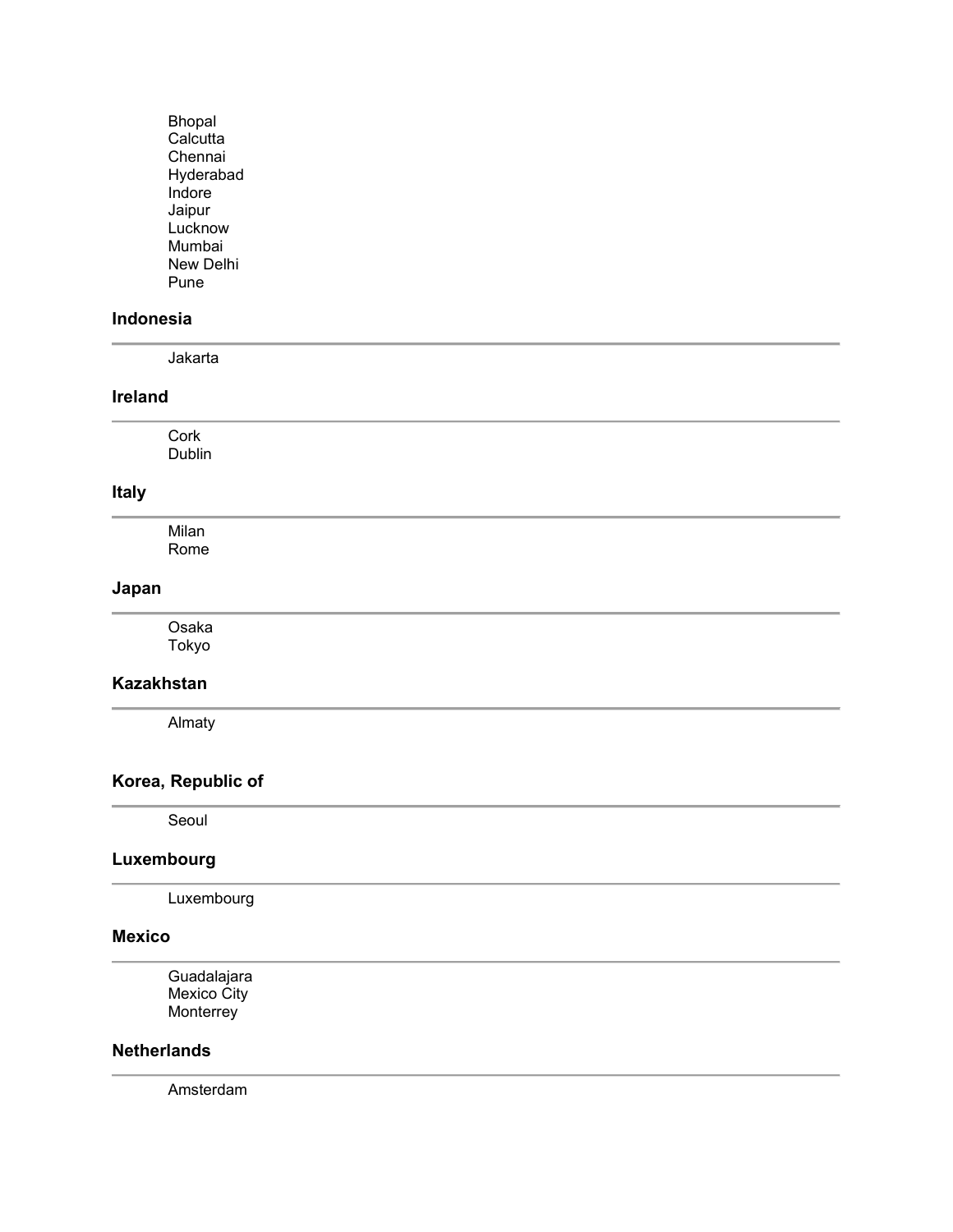Bhopal
Calcutta
Chennai
Hyderabad
Indore
Jaipur
Lucknow
Mumbai
New Delhi
Pune

### Indonesia

---

Jakarta

### Ireland

---

Cork
Dublin

### Italy

---

Milan
Rome

### Japan

---

Osaka
Tokyo

### Kazakhstan

---

Almaty

### Korea, Republic of

---

Seoul

### Luxembourg

---

Luxembourg

### Mexico

---

Guadalajara
Mexico City
Monterrey

### Netherlands

---

Amsterdam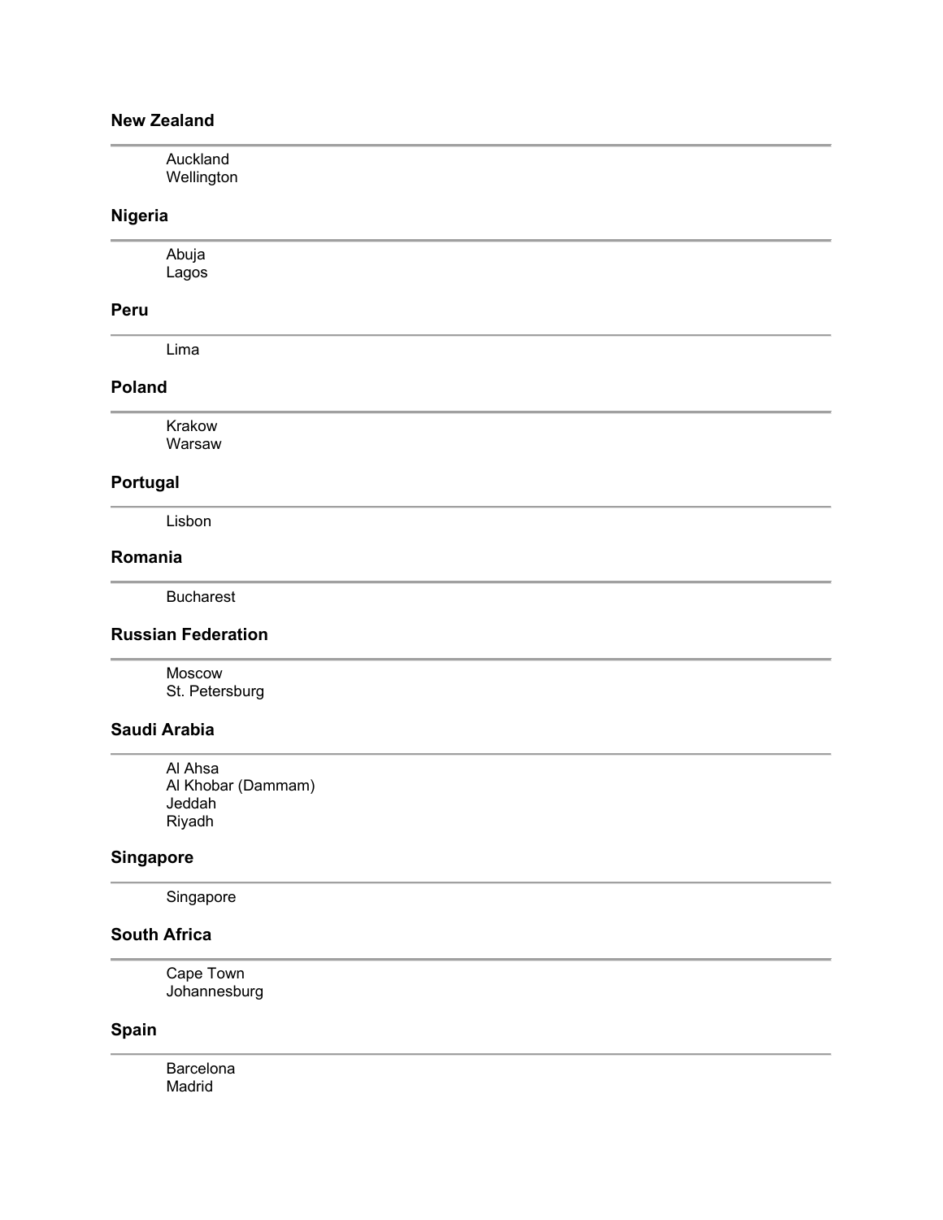### New Zealand

---

Auckland
Wellington

### Nigeria

---

Abuja
Lagos

### Peru

---

Lima

### Poland

---

Krakow
Warsaw

### Portugal

---

Lisbon

### Romania

---

Bucharest

### Russian Federation

---

Moscow
St. Petersburg

### Saudi Arabia

---

Al Ahsa
Al Khobar (Dammam)
Jeddah
Riyadh

### Singapore

---

Singapore

### South Africa

---

Cape Town
Johannesburg

### Spain

---

Barcelona
Madrid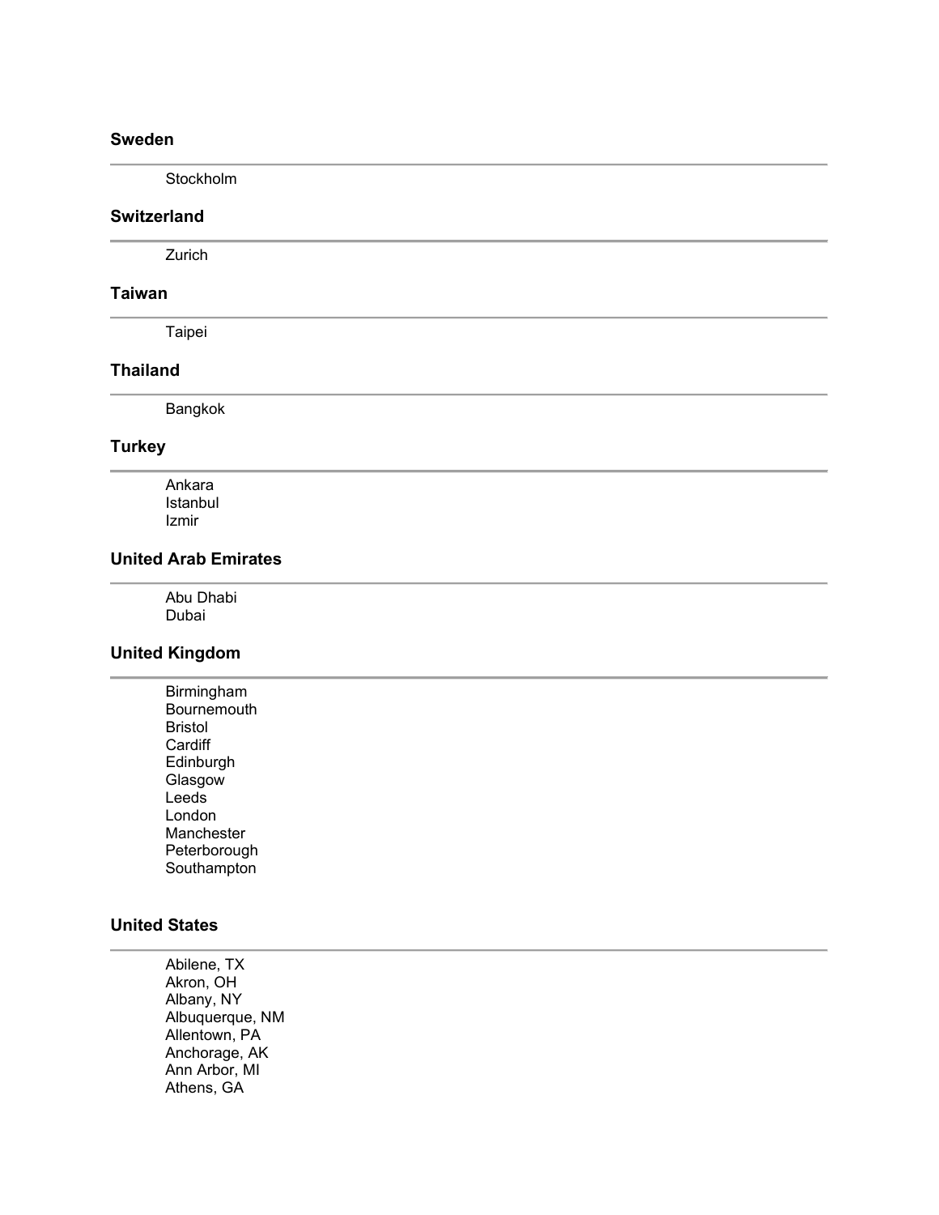### Sweden

Stockholm

### Switzerland

Zurich

### Taiwan

Taipei

### Thailand

Bangkok

### Turkey

Ankara
Istanbul
Izmir

### United Arab Emirates

Abu Dhabi
Dubai

### United Kingdom

Birmingham
Bournemouth
Bristol
Cardiff
Edinburgh
Glasgow
Leeds
London
Manchester
Peterborough
Southampton

### United States

Abilene, TX
Akron, OH
Albany, NY
Albuquerque, NM
Allentown, PA
Anchorage, AK
Ann Arbor, MI
Athens, GA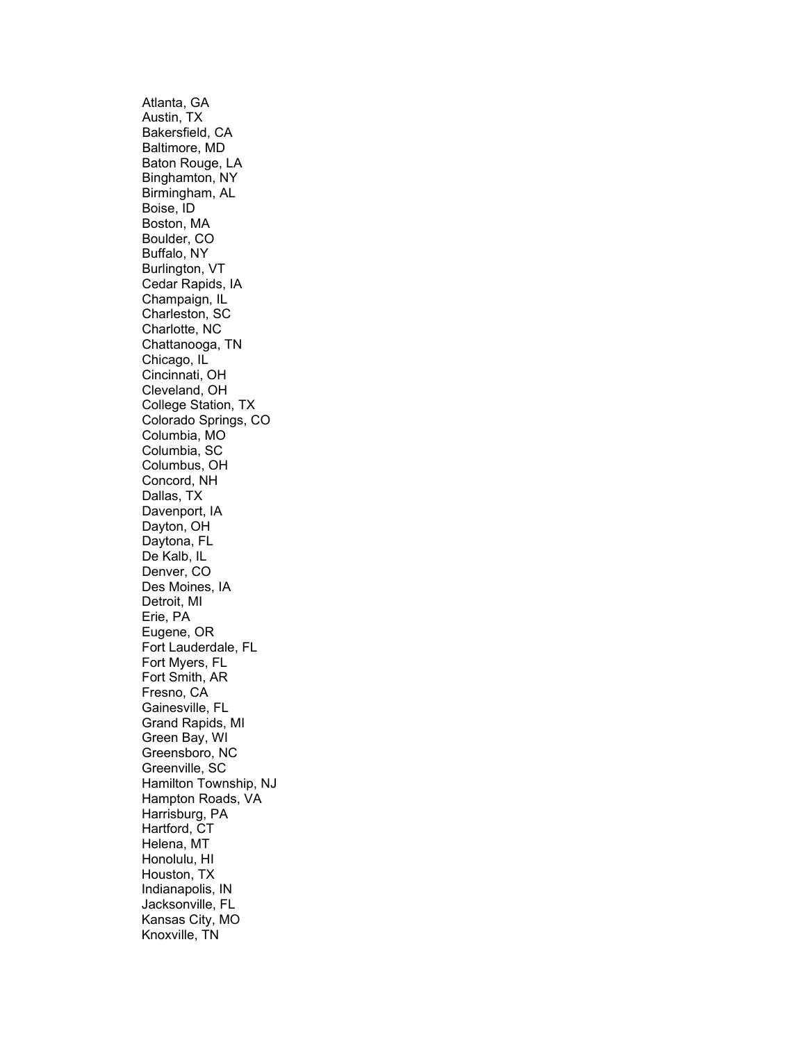Atlanta, GA
Austin, TX
Bakersfield, CA
Baltimore, MD
Baton Rouge, LA
Binghamton, NY
Birmingham, AL
Boise, ID
Boston, MA
Boulder, CO
Buffalo, NY
Burlington, VT
Cedar Rapids, IA
Champaign, IL
Charleston, SC
Charlotte, NC
Chattanooga, TN
Chicago, IL
Cincinnati, OH
Cleveland, OH
College Station, TX
Colorado Springs, CO
Columbia, MO
Columbia, SC
Columbus, OH
Concord, NH
Dallas, TX
Davenport, IA
Dayton, OH
Daytona, FL
De Kalb, IL
Denver, CO
Des Moines, IA
Detroit, MI
Erie, PA
Eugene, OR
Fort Lauderdale, FL
Fort Myers, FL
Fort Smith, AR
Fresno, CA
Gainesville, FL
Grand Rapids, MI
Green Bay, WI
Greensboro, NC
Greenville, SC
Hamilton Township, NJ
Hampton Roads, VA
Harrisburg, PA
Hartford, CT
Helena, MT
Honolulu, HI
Houston, TX
Indianapolis, IN
Jacksonville, FL
Kansas City, MO
Knoxville, TN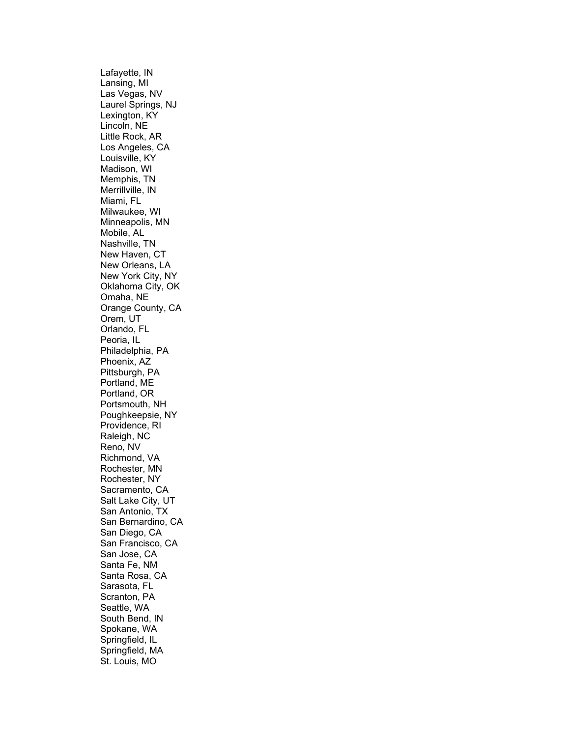Lafayette, IN
Lansing, MI
Las Vegas, NV
Laurel Springs, NJ
Lexington, KY
Lincoln, NE
Little Rock, AR
Los Angeles, CA
Louisville, KY
Madison, WI
Memphis, TN
Merrillville, IN
Miami, FL
Milwaukee, WI
Minneapolis, MN
Mobile, AL
Nashville, TN
New Haven, CT
New Orleans, LA
New York City, NY
Oklahoma City, OK
Omaha, NE
Orange County, CA
Orem, UT
Orlando, FL
Peoria, IL
Philadelphia, PA
Phoenix, AZ
Pittsburgh, PA
Portland, ME
Portland, OR
Portsmouth, NH
Poughkeepsie, NY
Providence, RI
Raleigh, NC
Reno, NV
Richmond, VA
Rochester, MN
Rochester, NY
Sacramento, CA
Salt Lake City, UT
San Antonio, TX
San Bernardino, CA
San Diego, CA
San Francisco, CA
San Jose, CA
Santa Fe, NM
Santa Rosa, CA
Sarasota, FL
Scranton, PA
Seattle, WA
South Bend, IN
Spokane, WA
Springfield, IL
Springfield, MA
St. Louis, MO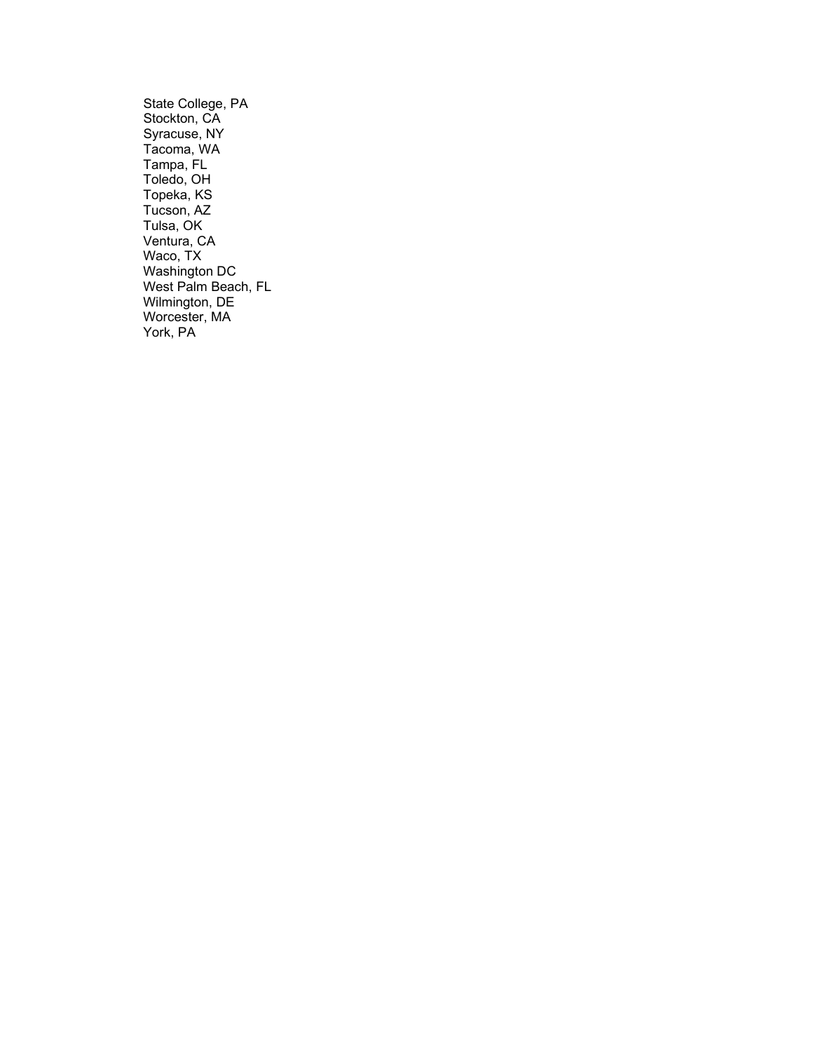State College, PA
Stockton, CA
Syracuse, NY
Tacoma, WA
Tampa, FL
Toledo, OH
Topeka, KS
Tucson, AZ
Tulsa, OK
Ventura, CA
Waco, TX
Washington DC
West Palm Beach, FL
Wilmington, DE
Worcester, MA
York, PA